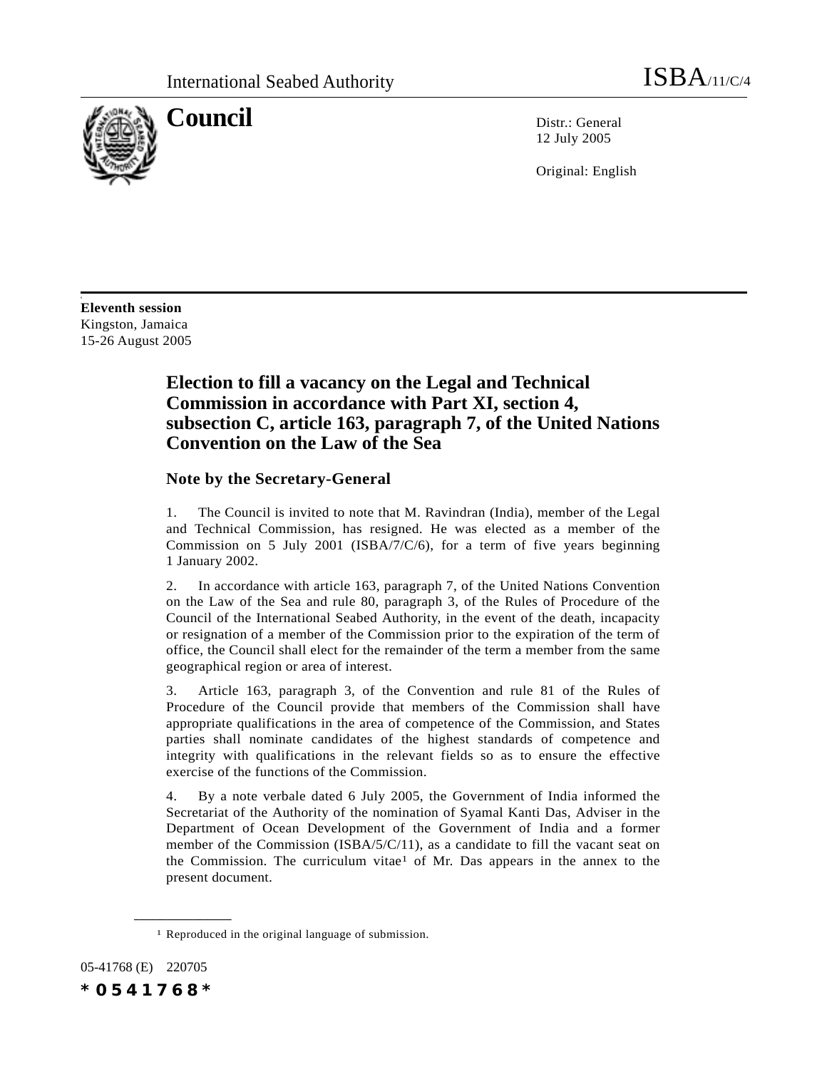International Seabed Authority ISBA/11/C/4

# Council

Distr.: General
12 July 2005

Original: English

**Eleventh session**
Kingston, Jamaica
15-26 August 2005

## Election to fill a vacancy on the Legal and Technical Commission in accordance with Part XI, section 4, subsection C, article 163, paragraph 7, of the United Nations Convention on the Law of the Sea

### Note by the Secretary-General

1. The Council is invited to note that M. Ravindran (India), member of the Legal and Technical Commission, has resigned. He was elected as a member of the Commission on 5 July 2001 (ISBA/7/C/6), for a term of five years beginning 1 January 2002.

2. In accordance with article 163, paragraph 7, of the United Nations Convention on the Law of the Sea and rule 80, paragraph 3, of the Rules of Procedure of the Council of the International Seabed Authority, in the event of the death, incapacity or resignation of a member of the Commission prior to the expiration of the term of office, the Council shall elect for the remainder of the term a member from the same geographical region or area of interest.

3. Article 163, paragraph 3, of the Convention and rule 81 of the Rules of Procedure of the Council provide that members of the Commission shall have appropriate qualifications in the area of competence of the Commission, and States parties shall nominate candidates of the highest standards of competence and integrity with qualifications in the relevant fields so as to ensure the effective exercise of the functions of the Commission.

4. By a note verbale dated 6 July 2005, the Government of India informed the Secretariat of the Authority of the nomination of Syamal Kanti Das, Adviser in the Department of Ocean Development of the Government of India and a former member of the Commission (ISBA/5/C/11), as a candidate to fill the vacant seat on the Commission. The curriculum vitae[1] of Mr. Das appears in the annex to the present document.

[1] Reproduced in the original language of submission.

05-41768 (E) 220705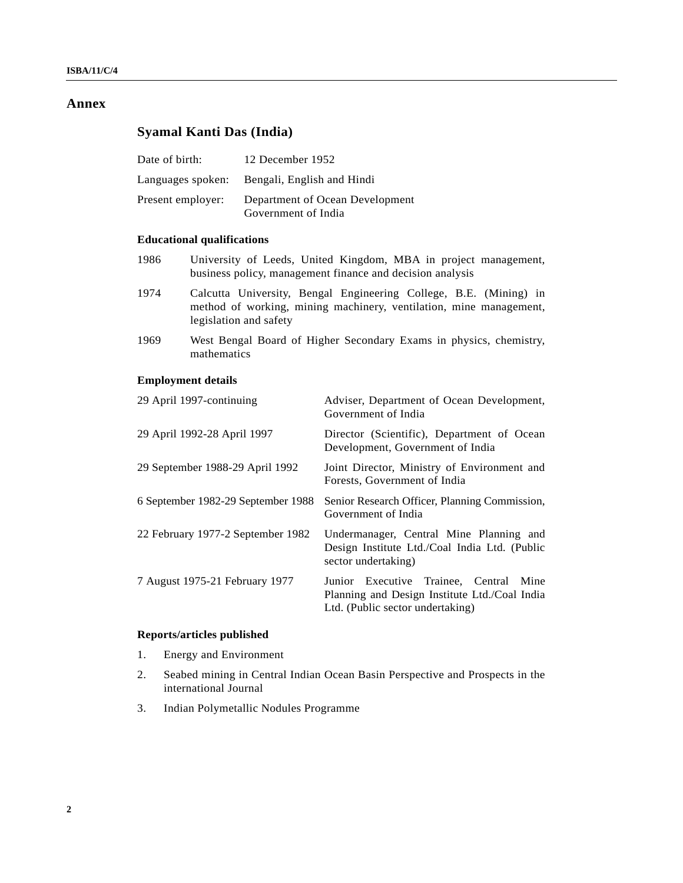# Annex

## Syamal Kanti Das (India)

| | |
|---|---|
| Date of birth: | 12 December 1952 |
| Languages spoken: | Bengali, English and Hindi |
| Present employer: | Department of Ocean Development<br>Government of India |

### Educational qualifications

| | |
|---|---|
| 1986 | University of Leeds, United Kingdom, MBA in project management, business policy, management finance and decision analysis |
| 1974 | Calcutta University, Bengal Engineering College, B.E. (Mining) in method of working, mining machinery, ventilation, mine management, legislation and safety |
| 1969 | West Bengal Board of Higher Secondary Exams in physics, chemistry, mathematics |

### Employment details

| | |
|---|---|
| 29 April 1997-continuing | Adviser, Department of Ocean Development, Government of India |
| 29 April 1992-28 April 1997 | Director (Scientific), Department of Ocean Development, Government of India |
| 29 September 1988-29 April 1992 | Joint Director, Ministry of Environment and Forests, Government of India |
| 6 September 1982-29 September 1988 | Senior Research Officer, Planning Commission, Government of India |
| 22 February 1977-2 September 1982 | Undermanager, Central Mine Planning and Design Institute Ltd./Coal India Ltd. (Public sector undertaking) |
| 7 August 1975-21 February 1977 | Junior Executive Trainee, Central Mine Planning and Design Institute Ltd./Coal India Ltd. (Public sector undertaking) |

### Reports/articles published

1. Energy and Environment
2. Seabed mining in Central Indian Ocean Basin Perspective and Prospects in the international Journal
3. Indian Polymetallic Nodules Programme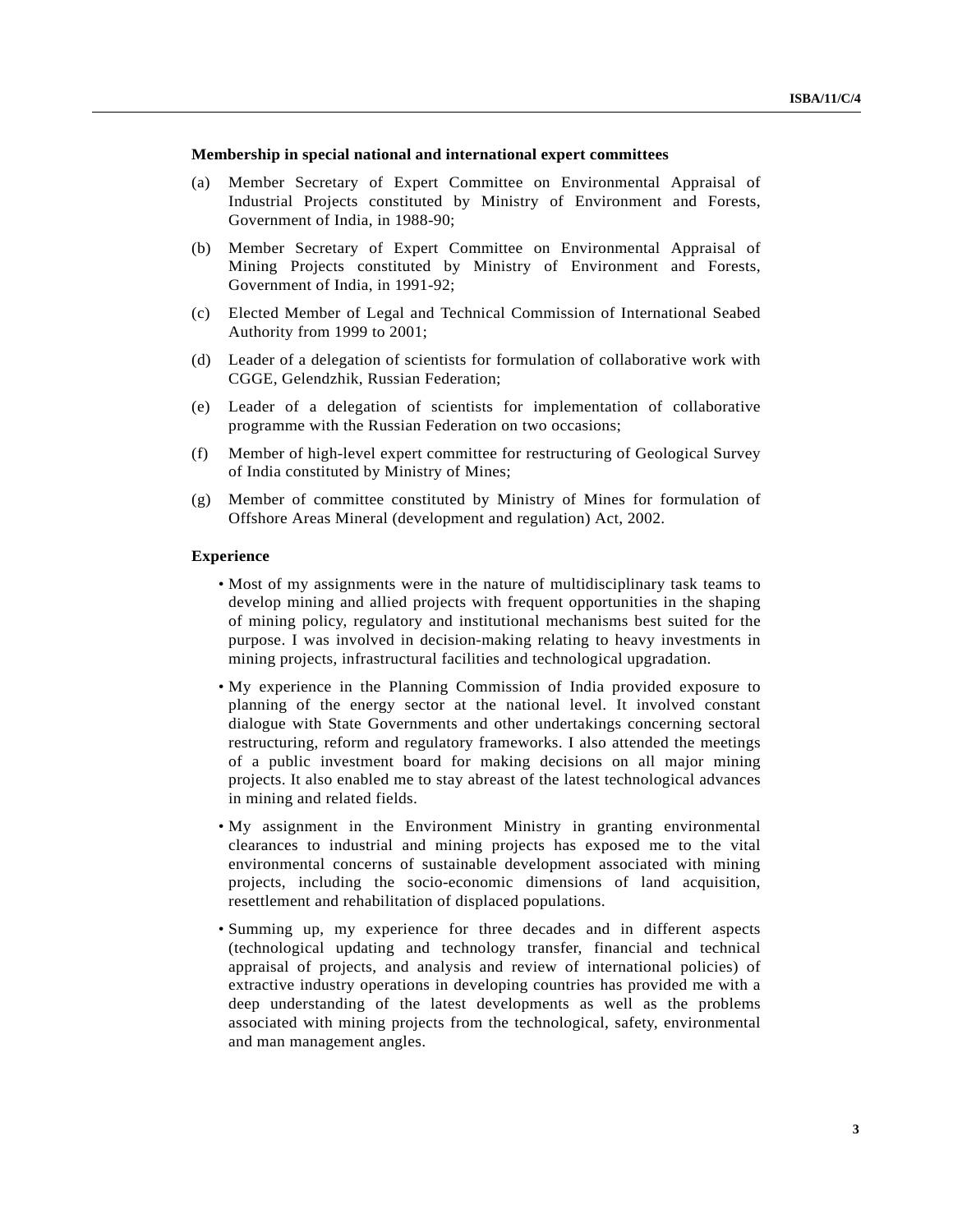**Membership in special national and international expert committees**

(a) Member Secretary of Expert Committee on Environmental Appraisal of Industrial Projects constituted by Ministry of Environment and Forests, Government of India, in 1988-90;

(b) Member Secretary of Expert Committee on Environmental Appraisal of Mining Projects constituted by Ministry of Environment and Forests, Government of India, in 1991-92;

(c) Elected Member of Legal and Technical Commission of International Seabed Authority from 1999 to 2001;

(d) Leader of a delegation of scientists for formulation of collaborative work with CGGE, Gelendzhik, Russian Federation;

(e) Leader of a delegation of scientists for implementation of collaborative programme with the Russian Federation on two occasions;

(f) Member of high-level expert committee for restructuring of Geological Survey of India constituted by Ministry of Mines;

(g) Member of committee constituted by Ministry of Mines for formulation of Offshore Areas Mineral (development and regulation) Act, 2002.

**Experience**

- Most of my assignments were in the nature of multidisciplinary task teams to develop mining and allied projects with frequent opportunities in the shaping of mining policy, regulatory and institutional mechanisms best suited for the purpose. I was involved in decision-making relating to heavy investments in mining projects, infrastructural facilities and technological upgradation.

- My experience in the Planning Commission of India provided exposure to planning of the energy sector at the national level. It involved constant dialogue with State Governments and other undertakings concerning sectoral restructuring, reform and regulatory frameworks. I also attended the meetings of a public investment board for making decisions on all major mining projects. It also enabled me to stay abreast of the latest technological advances in mining and related fields.

- My assignment in the Environment Ministry in granting environmental clearances to industrial and mining projects has exposed me to the vital environmental concerns of sustainable development associated with mining projects, including the socio-economic dimensions of land acquisition, resettlement and rehabilitation of displaced populations.

- Summing up, my experience for three decades and in different aspects (technological updating and technology transfer, financial and technical appraisal of projects, and analysis and review of international policies) of extractive industry operations in developing countries has provided me with a deep understanding of the latest developments as well as the problems associated with mining projects from the technological, safety, environmental and man management angles.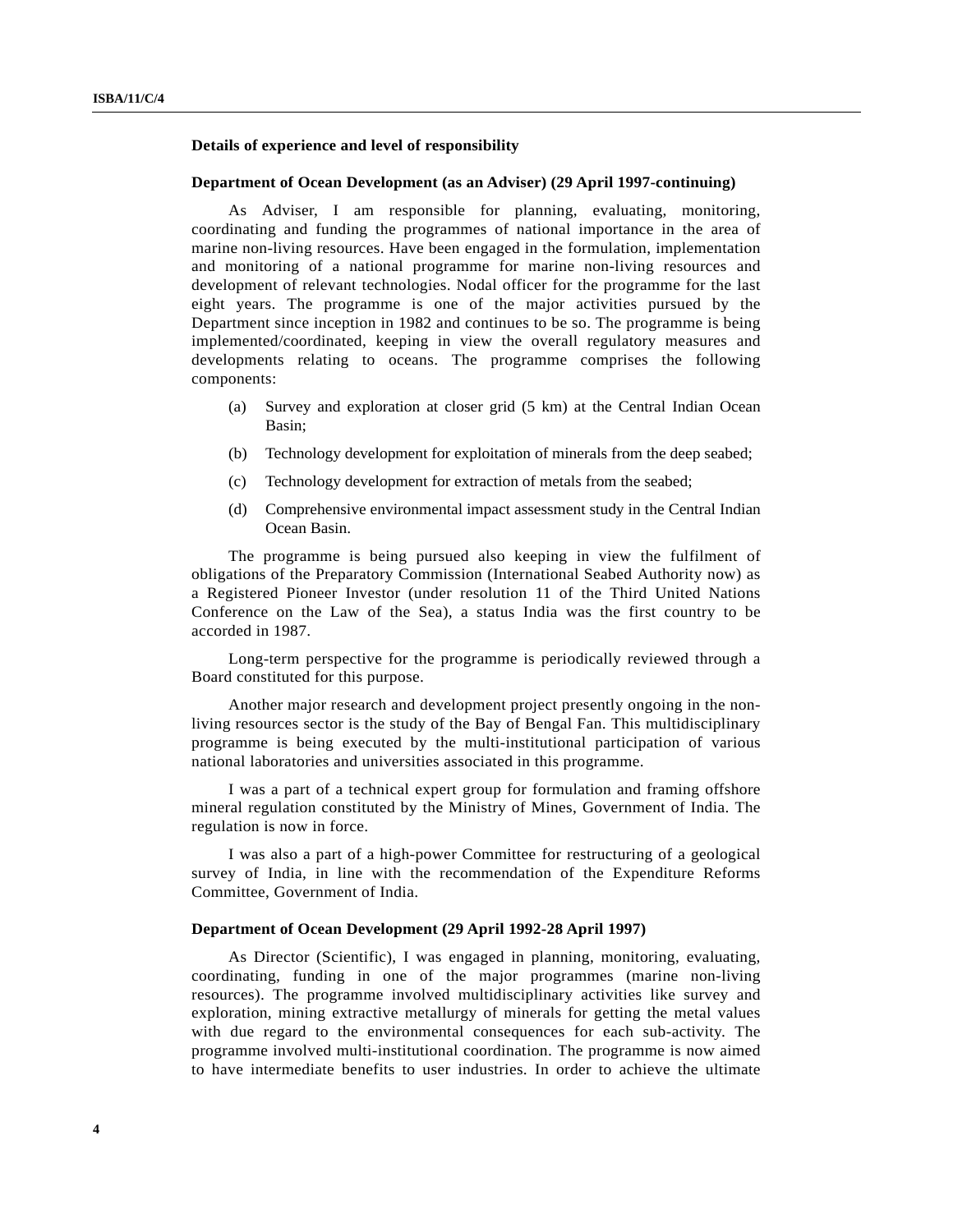**Details of experience and level of responsibility**

**Department of Ocean Development (as an Adviser) (29 April 1997-continuing)**

As Adviser, I am responsible for planning, evaluating, monitoring, coordinating and funding the programmes of national importance in the area of marine non-living resources. Have been engaged in the formulation, implementation and monitoring of a national programme for marine non-living resources and development of relevant technologies. Nodal officer for the programme for the last eight years. The programme is one of the major activities pursued by the Department since inception in 1982 and continues to be so. The programme is being implemented/coordinated, keeping in view the overall regulatory measures and developments relating to oceans. The programme comprises the following components:

(a) Survey and exploration at closer grid (5 km) at the Central Indian Ocean Basin;

(b) Technology development for exploitation of minerals from the deep seabed;

(c) Technology development for extraction of metals from the seabed;

(d) Comprehensive environmental impact assessment study in the Central Indian Ocean Basin.

The programme is being pursued also keeping in view the fulfilment of obligations of the Preparatory Commission (International Seabed Authority now) as a Registered Pioneer Investor (under resolution 11 of the Third United Nations Conference on the Law of the Sea), a status India was the first country to be accorded in 1987.

Long-term perspective for the programme is periodically reviewed through a Board constituted for this purpose.

Another major research and development project presently ongoing in the non-living resources sector is the study of the Bay of Bengal Fan. This multidisciplinary programme is being executed by the multi-institutional participation of various national laboratories and universities associated in this programme.

I was a part of a technical expert group for formulation and framing offshore mineral regulation constituted by the Ministry of Mines, Government of India. The regulation is now in force.

I was also a part of a high-power Committee for restructuring of a geological survey of India, in line with the recommendation of the Expenditure Reforms Committee, Government of India.

**Department of Ocean Development (29 April 1992-28 April 1997)**

As Director (Scientific), I was engaged in planning, monitoring, evaluating, coordinating, funding in one of the major programmes (marine non-living resources). The programme involved multidisciplinary activities like survey and exploration, mining extractive metallurgy of minerals for getting the metal values with due regard to the environmental consequences for each sub-activity. The programme involved multi-institutional coordination. The programme is now aimed to have intermediate benefits to user industries. In order to achieve the ultimate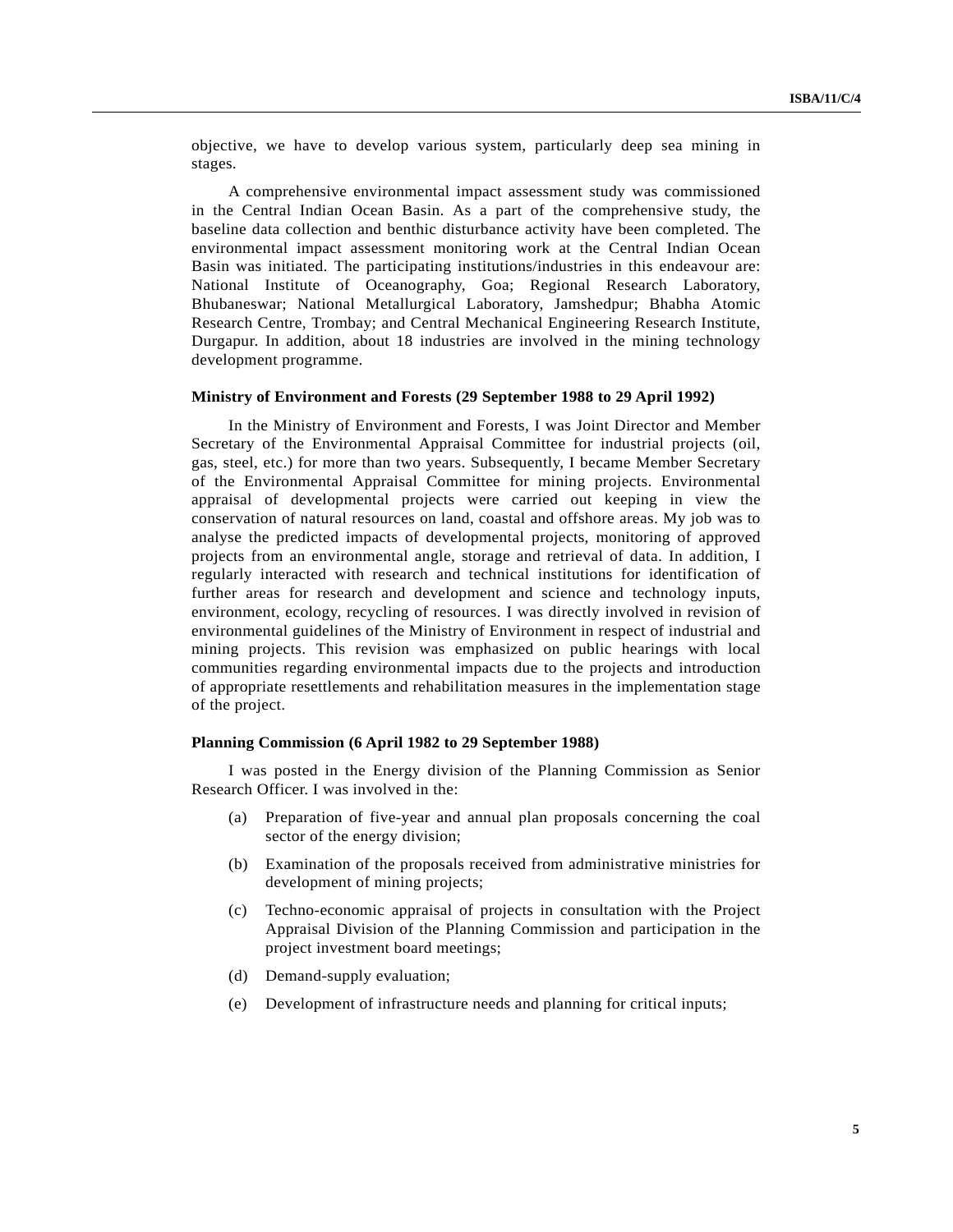objective, we have to develop various system, particularly deep sea mining in stages.

A comprehensive environmental impact assessment study was commissioned in the Central Indian Ocean Basin. As a part of the comprehensive study, the baseline data collection and benthic disturbance activity have been completed. The environmental impact assessment monitoring work at the Central Indian Ocean Basin was initiated. The participating institutions/industries in this endeavour are: National Institute of Oceanography, Goa; Regional Research Laboratory, Bhubaneswar; National Metallurgical Laboratory, Jamshedpur; Bhabha Atomic Research Centre, Trombay; and Central Mechanical Engineering Research Institute, Durgapur. In addition, about 18 industries are involved in the mining technology development programme.

**Ministry of Environment and Forests (29 September 1988 to 29 April 1992)**

In the Ministry of Environment and Forests, I was Joint Director and Member Secretary of the Environmental Appraisal Committee for industrial projects (oil, gas, steel, etc.) for more than two years. Subsequently, I became Member Secretary of the Environmental Appraisal Committee for mining projects. Environmental appraisal of developmental projects were carried out keeping in view the conservation of natural resources on land, coastal and offshore areas. My job was to analyse the predicted impacts of developmental projects, monitoring of approved projects from an environmental angle, storage and retrieval of data. In addition, I regularly interacted with research and technical institutions for identification of further areas for research and development and science and technology inputs, environment, ecology, recycling of resources. I was directly involved in revision of environmental guidelines of the Ministry of Environment in respect of industrial and mining projects. This revision was emphasized on public hearings with local communities regarding environmental impacts due to the projects and introduction of appropriate resettlements and rehabilitation measures in the implementation stage of the project.

**Planning Commission (6 April 1982 to 29 September 1988)**

I was posted in the Energy division of the Planning Commission as Senior Research Officer. I was involved in the:

(a) Preparation of five-year and annual plan proposals concerning the coal sector of the energy division;

(b) Examination of the proposals received from administrative ministries for development of mining projects;

(c) Techno-economic appraisal of projects in consultation with the Project Appraisal Division of the Planning Commission and participation in the project investment board meetings;

(d) Demand-supply evaluation;

(e) Development of infrastructure needs and planning for critical inputs;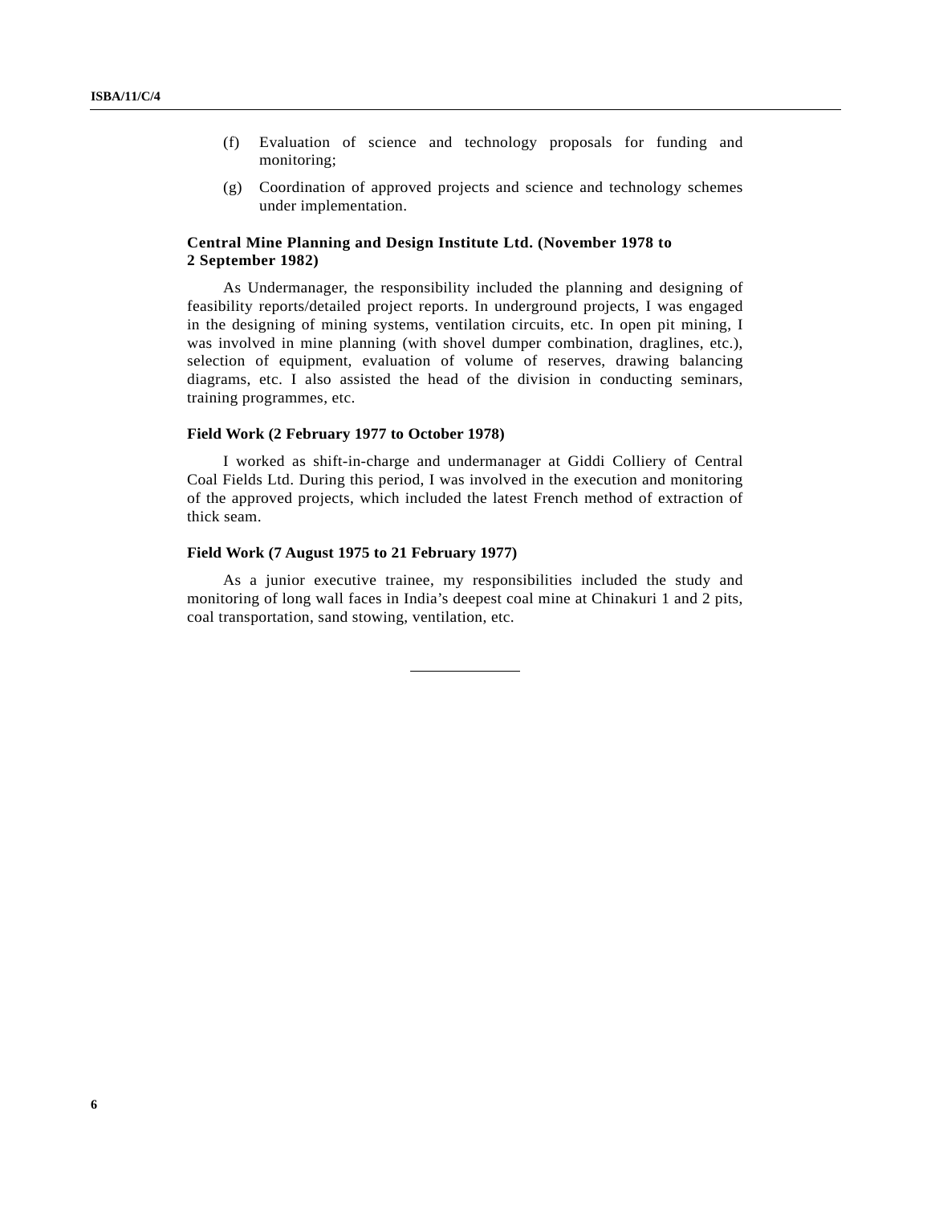(f) Evaluation of science and technology proposals for funding and monitoring;

(g) Coordination of approved projects and science and technology schemes under implementation.

**Central Mine Planning and Design Institute Ltd. (November 1978 to 2 September 1982)**

As Undermanager, the responsibility included the planning and designing of feasibility reports/detailed project reports. In underground projects, I was engaged in the designing of mining systems, ventilation circuits, etc. In open pit mining, I was involved in mine planning (with shovel dumper combination, draglines, etc.), selection of equipment, evaluation of volume of reserves, drawing balancing diagrams, etc. I also assisted the head of the division in conducting seminars, training programmes, etc.

**Field Work (2 February 1977 to October 1978)**

I worked as shift-in-charge and undermanager at Giddi Colliery of Central Coal Fields Ltd. During this period, I was involved in the execution and monitoring of the approved projects, which included the latest French method of extraction of thick seam.

**Field Work (7 August 1975 to 21 February 1977)**

As a junior executive trainee, my responsibilities included the study and monitoring of long wall faces in India's deepest coal mine at Chinakuri 1 and 2 pits, coal transportation, sand stowing, ventilation, etc.